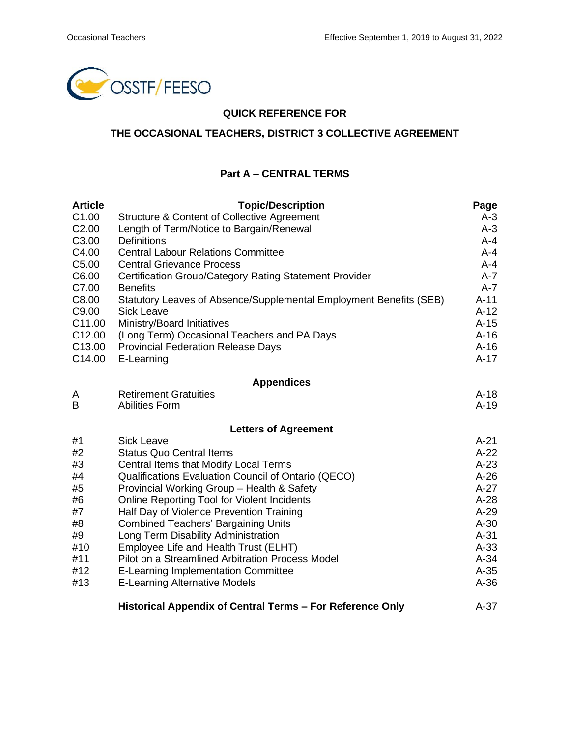OSSTF/FEESO

## QUICK REFERENCE FOR

## THE OCCASIONAL TEACHERS, DISTRICT 3 COLLECTIVE AGREEMENT

### Part A – CENTRAL TERMS

| Article | Topic/Description | Page |
|---|---|---|
| C1.00 | Structure & Content of Collective Agreement | A-3 |
| C2.00 | Length of Term/Notice to Bargain/Renewal | A-3 |
| C3.00 | Definitions | A-4 |
| C4.00 | Central Labour Relations Committee | A-4 |
| C5.00 | Central Grievance Process | A-4 |
| C6.00 | Certification Group/Category Rating Statement Provider | A-7 |
| C7.00 | Benefits | A-7 |
| C8.00 | Statutory Leaves of Absence/Supplemental Employment Benefits (SEB) | A-11 |
| C9.00 | Sick Leave | A-12 |
| C11.00 | Ministry/Board Initiatives | A-15 |
| C12.00 | (Long Term) Occasional Teachers and PA Days | A-16 |
| C13.00 | Provincial Federation Release Days | A-16 |
| C14.00 | E-Learning | A-17 |
| | **Appendices** | |
| A | Retirement Gratuities | A-18 |
| B | Abilities Form | A-19 |
| | **Letters of Agreement** | |
| #1 | Sick Leave | A-21 |
| #2 | Status Quo Central Items | A-22 |
| #3 | Central Items that Modify Local Terms | A-23 |
| #4 | Qualifications Evaluation Council of Ontario (QECO) | A-26 |
| #5 | Provincial Working Group – Health & Safety | A-27 |
| #6 | Online Reporting Tool for Violent Incidents | A-28 |
| #7 | Half Day of Violence Prevention Training | A-29 |
| #8 | Combined Teachers' Bargaining Units | A-30 |
| #9 | Long Term Disability Administration | A-31 |
| #10 | Employee Life and Health Trust (ELHT) | A-33 |
| #11 | Pilot on a Streamlined Arbitration Process Model | A-34 |
| #12 | E-Learning Implementation Committee | A-35 |
| #13 | E-Learning Alternative Models | A-36 |
| | **Historical Appendix of Central Terms – For Reference Only** | A-37 |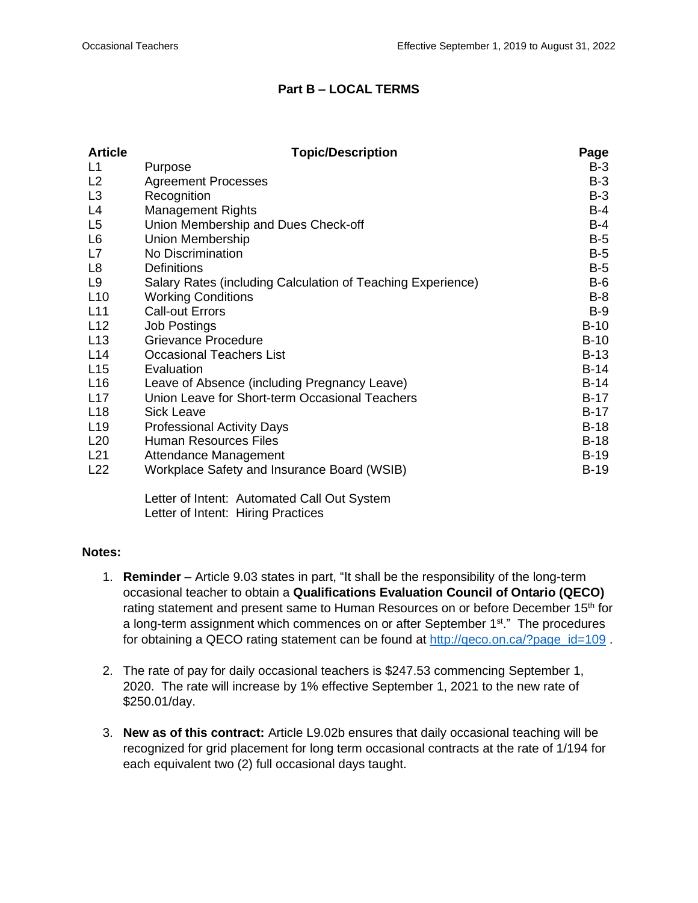## Part B – LOCAL TERMS

| Article | Topic/Description | Page |
|---|---|---|
| L1 | Purpose | B-3 |
| L2 | Agreement Processes | B-3 |
| L3 | Recognition | B-3 |
| L4 | Management Rights | B-4 |
| L5 | Union Membership and Dues Check-off | B-4 |
| L6 | Union Membership | B-5 |
| L7 | No Discrimination | B-5 |
| L8 | Definitions | B-5 |
| L9 | Salary Rates (including Calculation of Teaching Experience) | B-6 |
| L10 | Working Conditions | B-8 |
| L11 | Call-out Errors | B-9 |
| L12 | Job Postings | B-10 |
| L13 | Grievance Procedure | B-10 |
| L14 | Occasional Teachers List | B-13 |
| L15 | Evaluation | B-14 |
| L16 | Leave of Absence (including Pregnancy Leave) | B-14 |
| L17 | Union Leave for Short-term Occasional Teachers | B-17 |
| L18 | Sick Leave | B-17 |
| L19 | Professional Activity Days | B-18 |
| L20 | Human Resources Files | B-18 |
| L21 | Attendance Management | B-19 |
| L22 | Workplace Safety and Insurance Board (WSIB) | B-19 |
| | Letter of Intent: Automated Call Out System | |
| | Letter of Intent: Hiring Practices | |

**Notes:**

1. **Reminder** – Article 9.03 states in part, "It shall be the responsibility of the long-term occasional teacher to obtain a **Qualifications Evaluation Council of Ontario (QECO)** rating statement and present same to Human Resources on or before December 15th for a long-term assignment which commences on or after September 1st." The procedures for obtaining a QECO rating statement can be found at http://qeco.on.ca/?page_id=109 .

2. The rate of pay for daily occasional teachers is $247.53 commencing September 1, 2020. The rate will increase by 1% effective September 1, 2021 to the new rate of $250.01/day.

3. **New as of this contract:** Article L9.02b ensures that daily occasional teaching will be recognized for grid placement for long term occasional contracts at the rate of 1/194 for each equivalent two (2) full occasional days taught.